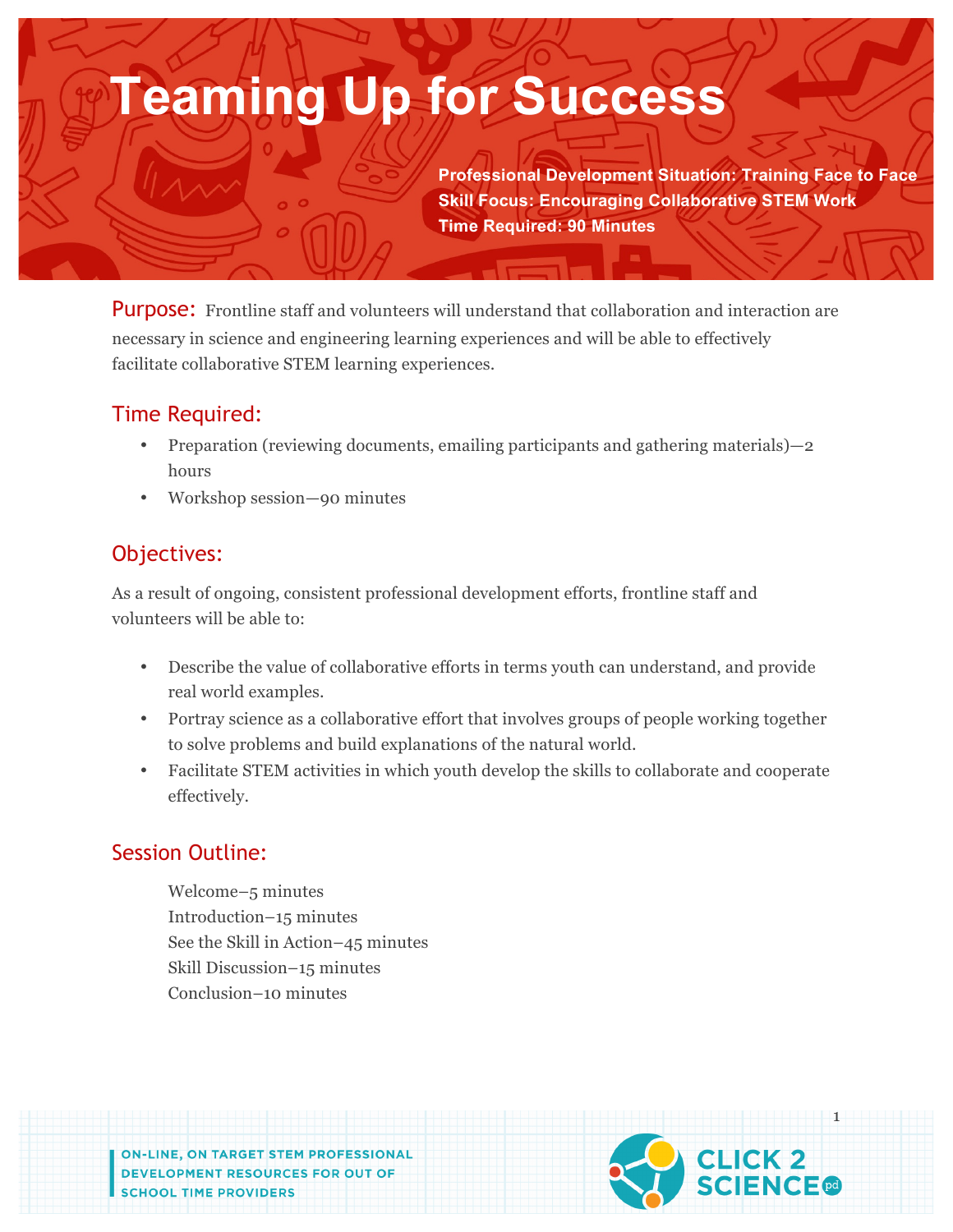# Teaming Up for Success

**Professional Development Situation: Training Face to Face**
**Skill Focus: Encouraging Collaborative STEM Work**
**Time Required: 90 Minutes**

## Purpose:

Frontline staff and volunteers will understand that collaboration and interaction are necessary in science and engineering learning experiences and will be able to effectively facilitate collaborative STEM learning experiences.

## Time Required:

- Preparation (reviewing documents, emailing participants and gathering materials)—2 hours
- Workshop session—90 minutes

## Objectives:

As a result of ongoing, consistent professional development efforts, frontline staff and volunteers will be able to:

- Describe the value of collaborative efforts in terms youth can understand, and provide real world examples.
- Portray science as a collaborative effort that involves groups of people working together to solve problems and build explanations of the natural world.
- Facilitate STEM activities in which youth develop the skills to collaborate and cooperate effectively.

## Session Outline:

Welcome–5 minutes
Introduction–15 minutes
See the Skill in Action–45 minutes
Skill Discussion–15 minutes
Conclusion–10 minutes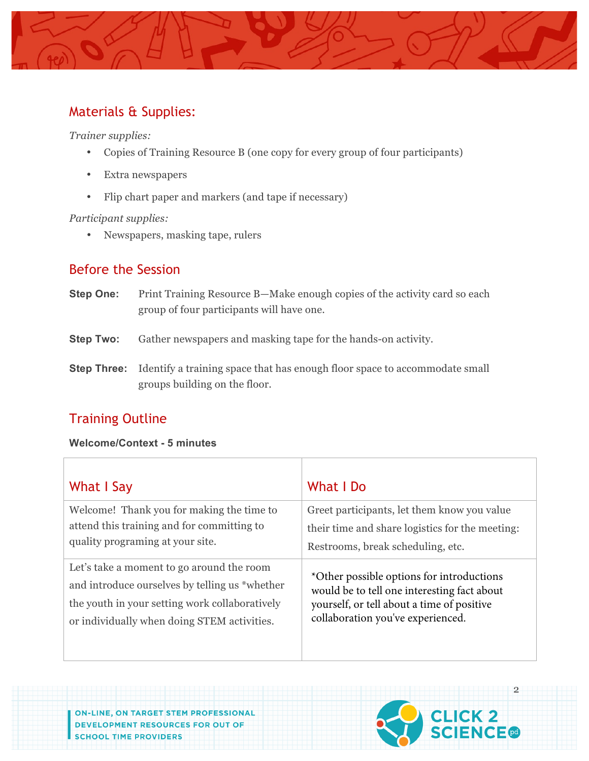## Materials & Supplies:

*Trainer supplies:*

- Copies of Training Resource B (one copy for every group of four participants)
- Extra newspapers
- Flip chart paper and markers (and tape if necessary)

*Participant supplies:*

- Newspapers, masking tape, rulers

## Before the Session

**Step One:** Print Training Resource B—Make enough copies of the activity card so each group of four participants will have one.

**Step Two:** Gather newspapers and masking tape for the hands-on activity.

**Step Three:** Identify a training space that has enough floor space to accommodate small groups building on the floor.

## Training Outline

**Welcome/Context - 5 minutes**

| What I Say | What I Do |
|---|---|
| Welcome! Thank you for making the time to attend this training and for committing to quality programing at your site. | Greet participants, let them know you value their time and share logistics for the meeting: Restrooms, break scheduling, etc. |
| Let's take a moment to go around the room and introduce ourselves by telling us *whether the youth in your setting work collaboratively or individually when doing STEM activities. | *Other possible options for introductions would be to tell one interesting fact about yourself, or tell about a time of positive collaboration you've experienced. |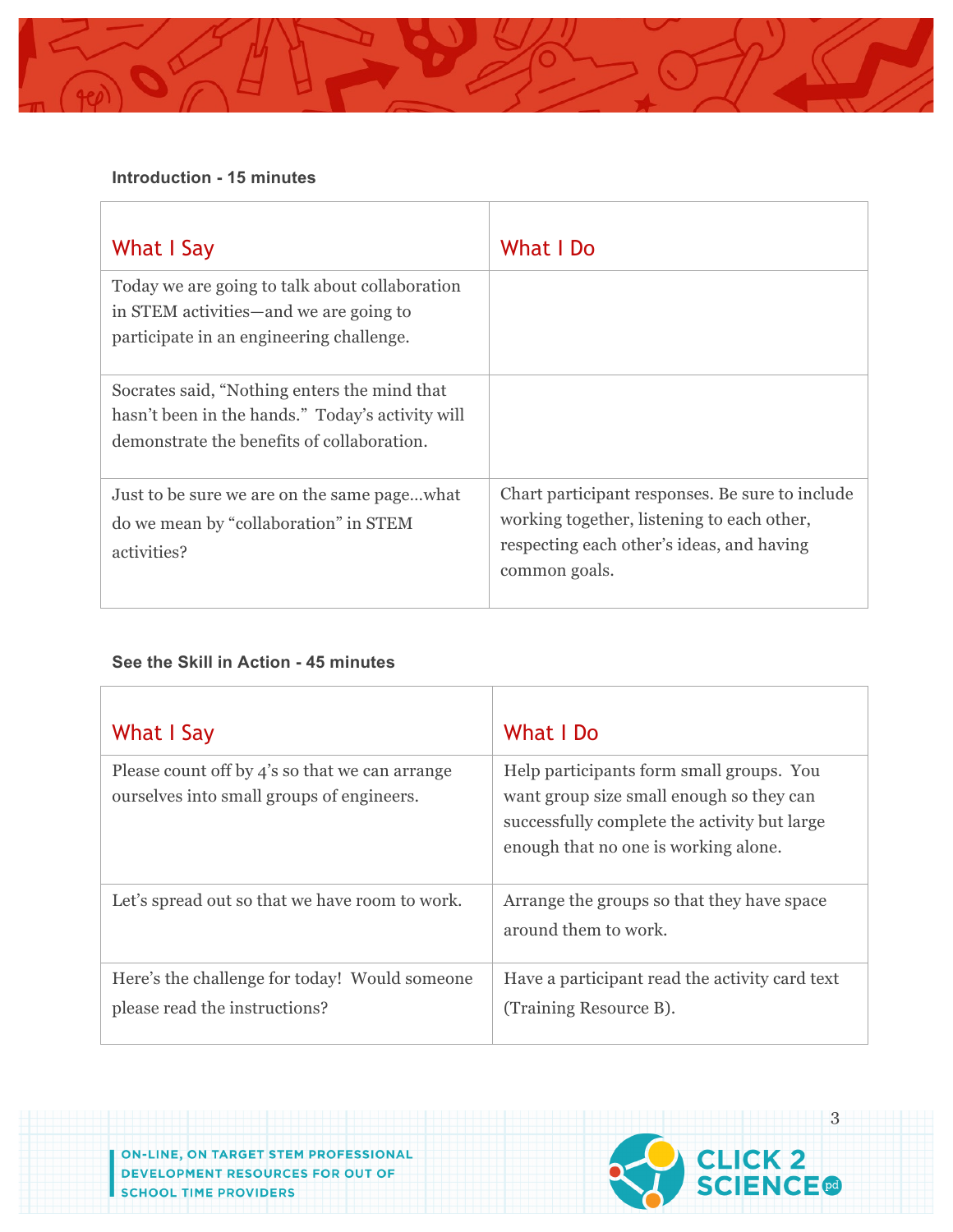**Introduction - 15 minutes**

| What I Say | What I Do |
|---|---|
| Today we are going to talk about collaboration in STEM activities—and we are going to participate in an engineering challenge. | |
| Socrates said, "Nothing enters the mind that hasn't been in the hands." Today's activity will demonstrate the benefits of collaboration. | |
| Just to be sure we are on the same page…what do we mean by "collaboration" in STEM activities? | Chart participant responses. Be sure to include working together, listening to each other, respecting each other's ideas, and having common goals. |

**See the Skill in Action - 45 minutes**

| What I Say | What I Do |
|---|---|
| Please count off by 4's so that we can arrange ourselves into small groups of engineers. | Help participants form small groups. You want group size small enough so they can successfully complete the activity but large enough that no one is working alone. |
| Let's spread out so that we have room to work. | Arrange the groups so that they have space around them to work. |
| Here's the challenge for today! Would someone please read the instructions? | Have a participant read the activity card text (Training Resource B). |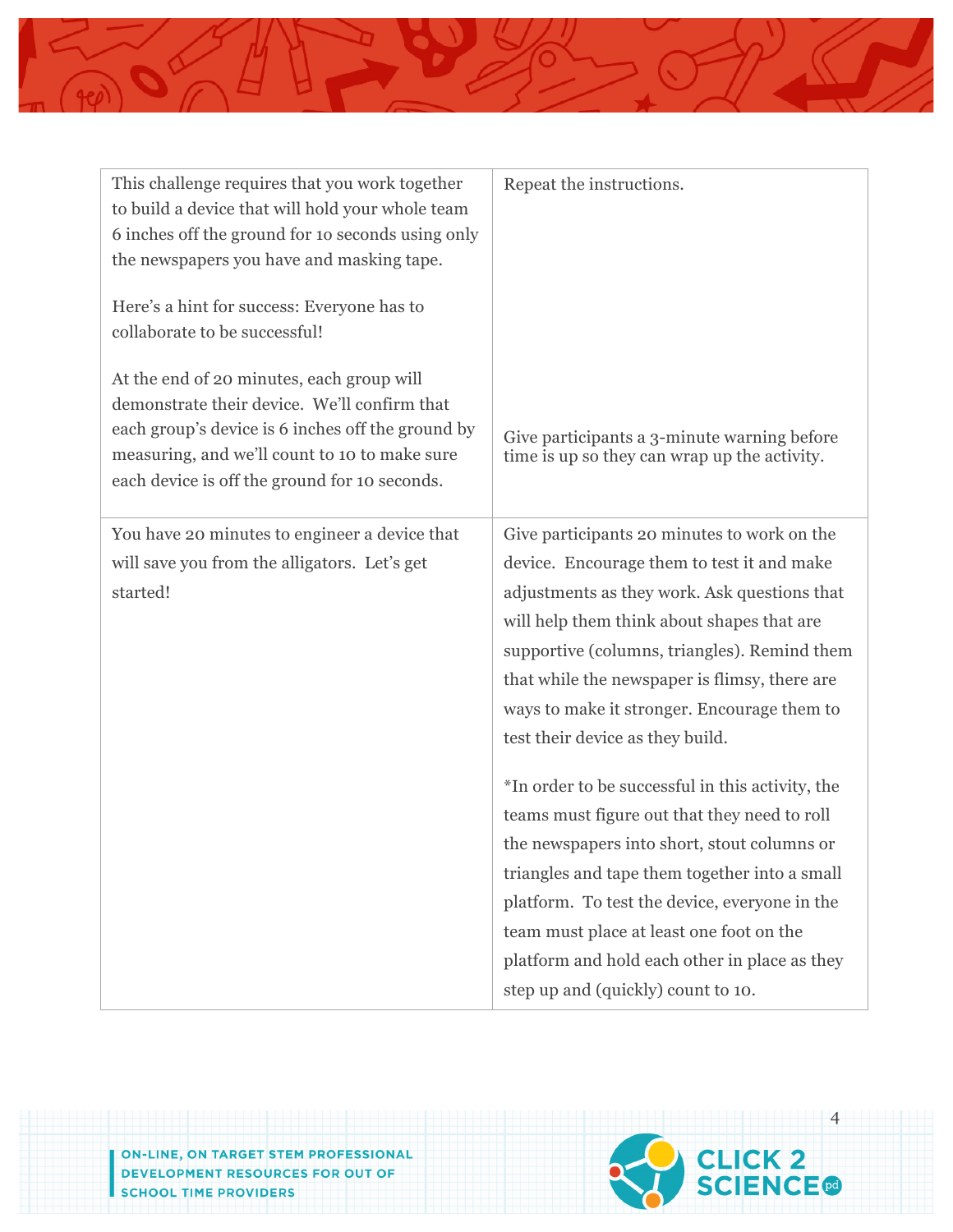| | |
|---|---|
| This challenge requires that you work together to build a device that will hold your whole team 6 inches off the ground for 10 seconds using only the newspapers you have and masking tape.<br><br>Here's a hint for success: Everyone has to collaborate to be successful!<br><br>At the end of 20 minutes, each group will demonstrate their device. We'll confirm that each group's device is 6 inches off the ground by measuring, and we'll count to 10 to make sure each device is off the ground for 10 seconds. | Repeat the instructions.<br><br>Give participants a 3-minute warning before time is up so they can wrap up the activity. |
| You have 20 minutes to engineer a device that will save you from the alligators. Let's get started! | Give participants 20 minutes to work on the device. Encourage them to test it and make adjustments as they work. Ask questions that will help them think about shapes that are supportive (columns, triangles). Remind them that while the newspaper is flimsy, there are ways to make it stronger. Encourage them to test their device as they build.<br><br>*In order to be successful in this activity, the teams must figure out that they need to roll the newspapers into short, stout columns or triangles and tape them together into a small platform. To test the device, everyone in the team must place at least one foot on the platform and hold each other in place as they step up and (quickly) count to 10. |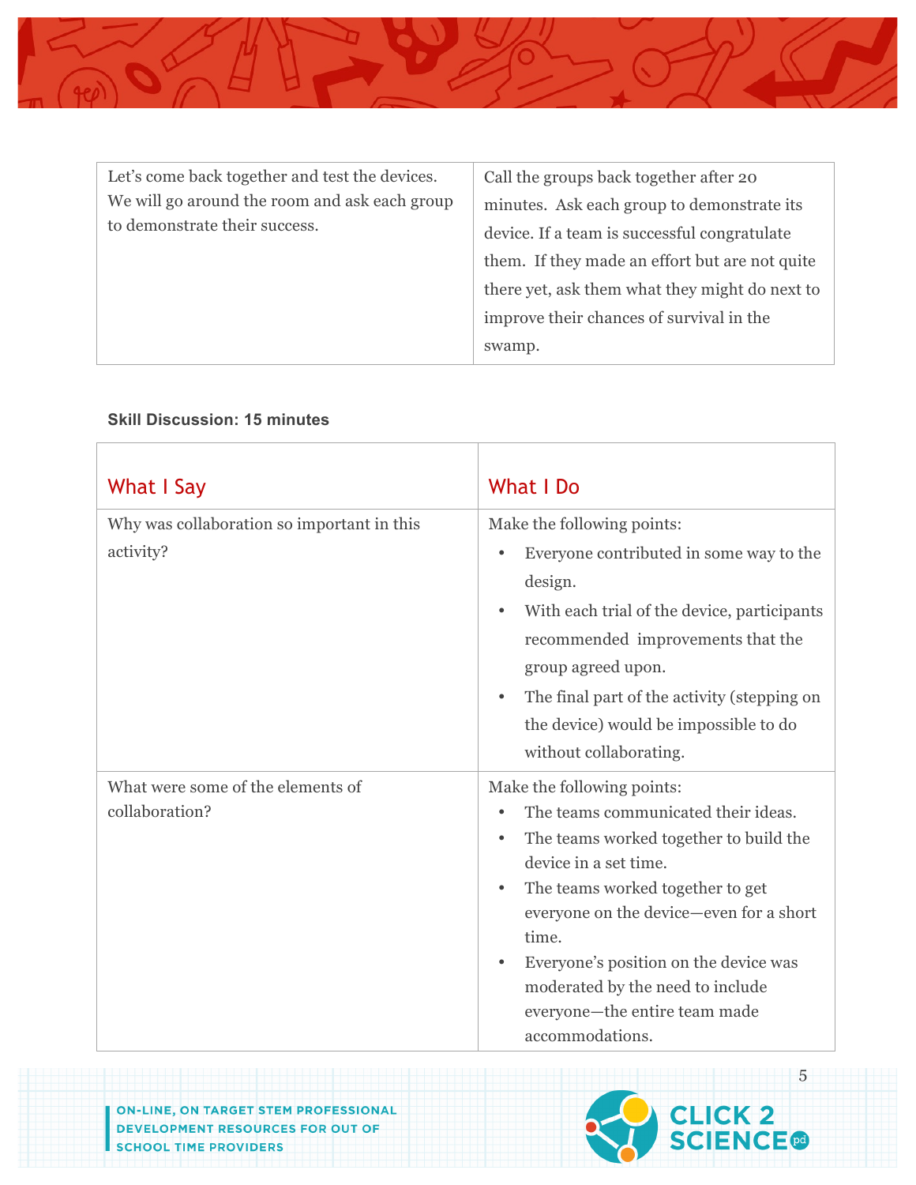| | |
|---|---|
| Let's come back together and test the devices. We will go around the room and ask each group to demonstrate their success. | Call the groups back together after 20 minutes. Ask each group to demonstrate its device. If a team is successful congratulate them. If they made an effort but are not quite there yet, ask them what they might do next to improve their chances of survival in the swamp. |

**Skill Discussion: 15 minutes**

| What I Say | What I Do |
|---|---|
| Why was collaboration so important in this activity? | Make the following points:<br>• Everyone contributed in some way to the design.<br>• With each trial of the device, participants recommended improvements that the group agreed upon.<br>• The final part of the activity (stepping on the device) would be impossible to do without collaborating. |
| What were some of the elements of collaboration? | Make the following points:<br>• The teams communicated their ideas.<br>• The teams worked together to build the device in a set time.<br>• The teams worked together to get everyone on the device—even for a short time.<br>• Everyone's position on the device was moderated by the need to include everyone—the entire team made accommodations. |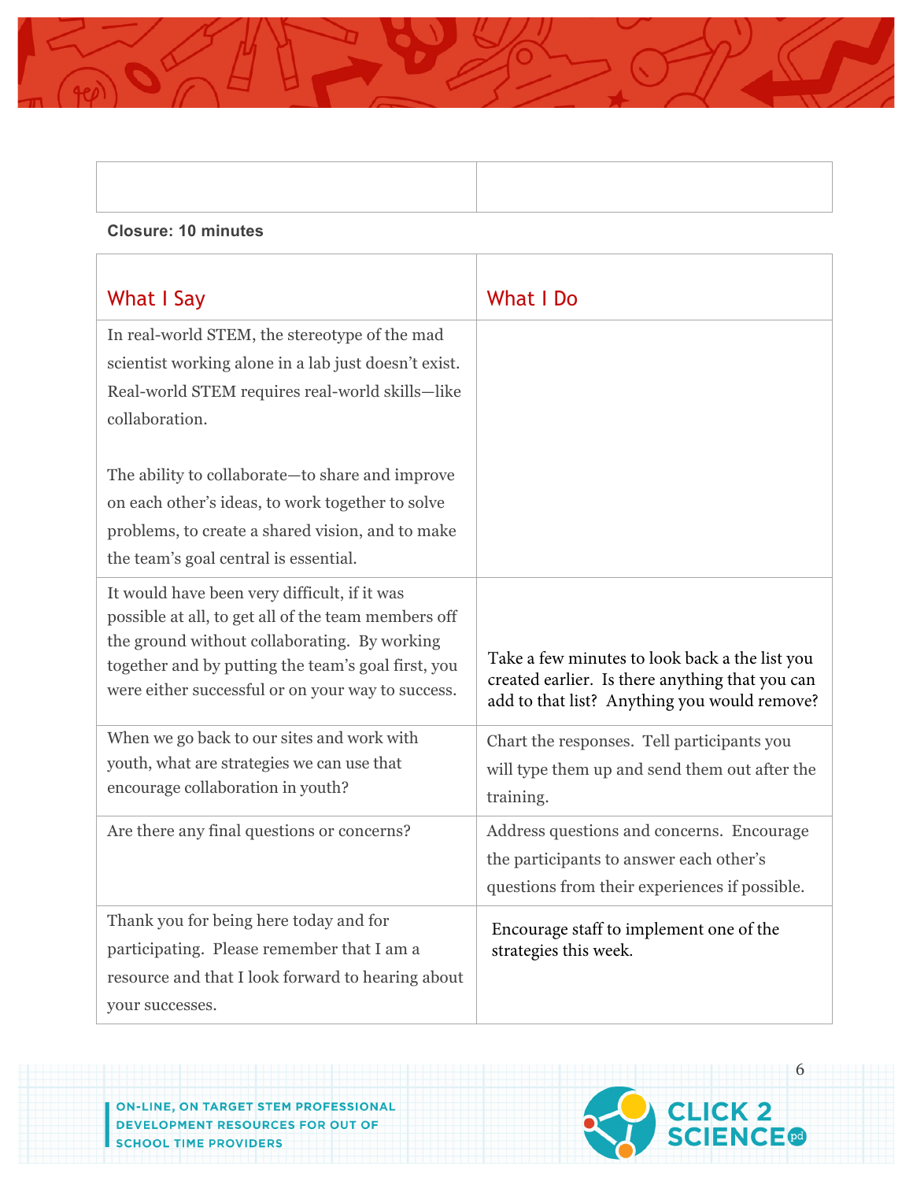| | |
|---|---|
| | |

**Closure: 10 minutes**

| What I Say | What I Do |
|---|---|
| In real-world STEM, the stereotype of the mad scientist working alone in a lab just doesn't exist. Real-world STEM requires real-world skills—like collaboration.<br><br>The ability to collaborate—to share and improve on each other's ideas, to work together to solve problems, to create a shared vision, and to make the team's goal central is essential. | |
| It would have been very difficult, if it was possible at all, to get all of the team members off the ground without collaborating. By working together and by putting the team's goal first, you were either successful or on your way to success. | Take a few minutes to look back a the list you created earlier. Is there anything that you can add to that list? Anything you would remove? |
| When we go back to our sites and work with youth, what are strategies we can use that encourage collaboration in youth? | Chart the responses. Tell participants you will type them up and send them out after the training. |
| Are there any final questions or concerns? | Address questions and concerns. Encourage the participants to answer each other's questions from their experiences if possible. |
| Thank you for being here today and for participating. Please remember that I am a resource and that I look forward to hearing about your successes. | Encourage staff to implement one of the strategies this week. |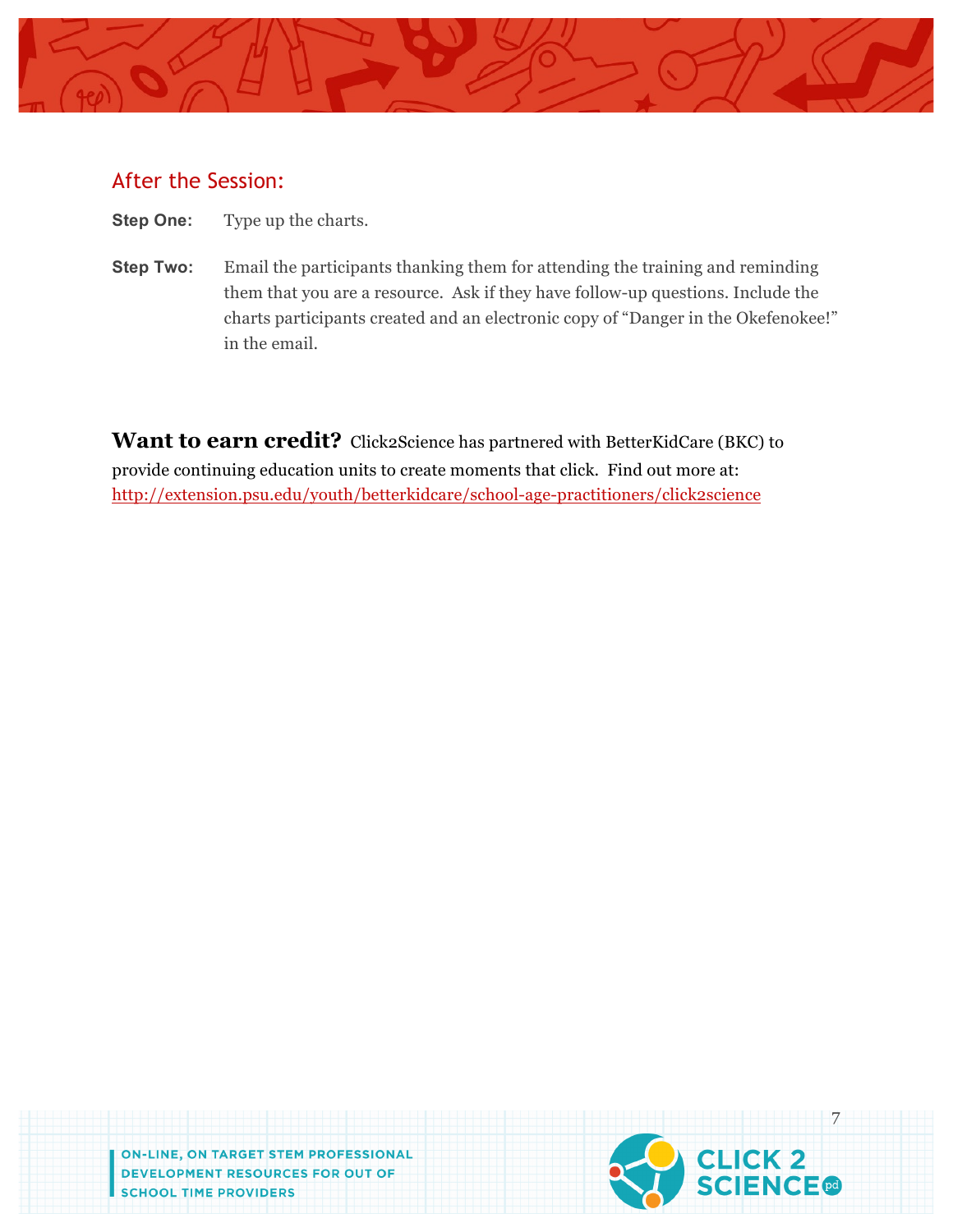## After the Session:

**Step One:** Type up the charts.

**Step Two:** Email the participants thanking them for attending the training and reminding them that you are a resource. Ask if they have follow-up questions. Include the charts participants created and an electronic copy of “Danger in the Okefenokee!” in the email.

**Want to earn credit?** Click2Science has partnered with BetterKidCare (BKC) to provide continuing education units to create moments that click. Find out more at: http://extension.psu.edu/youth/betterkidcare/school-age-practitioners/click2science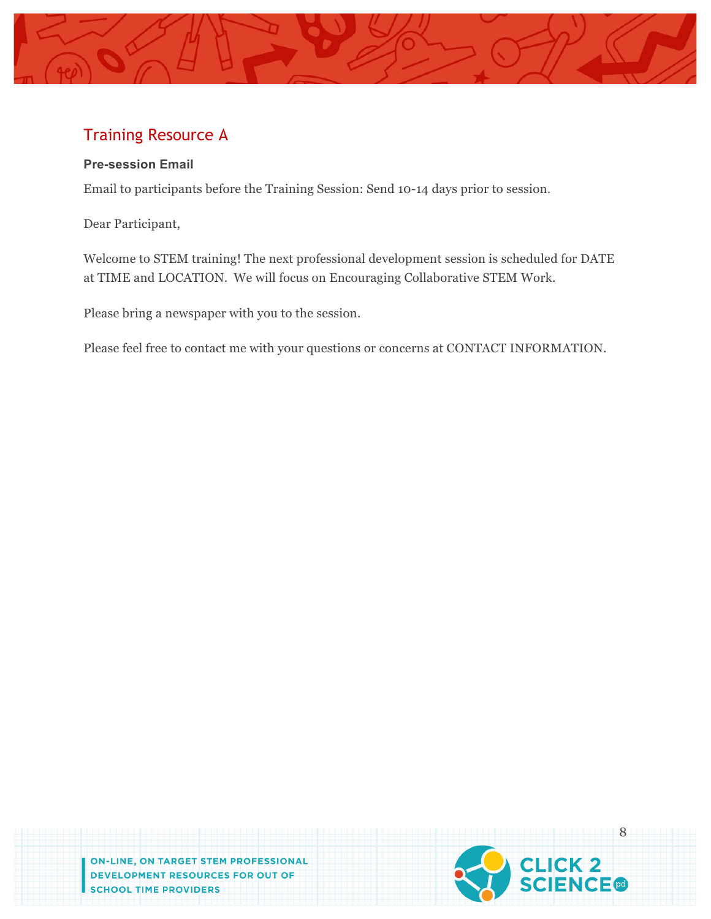## Training Resource A

**Pre-session Email**

Email to participants before the Training Session: Send 10-14 days prior to session.

Dear Participant,

Welcome to STEM training! The next professional development session is scheduled for DATE at TIME and LOCATION. We will focus on Encouraging Collaborative STEM Work.

Please bring a newspaper with you to the session.

Please feel free to contact me with your questions or concerns at CONTACT INFORMATION.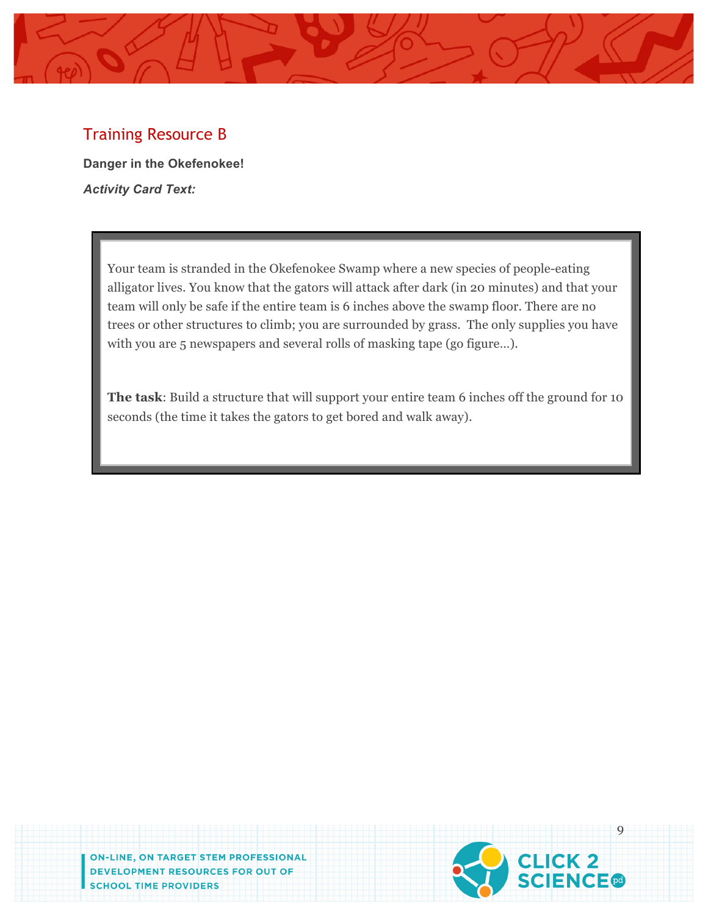## Training Resource B

**Danger in the Okefenokee!**

***Activity Card Text:***

Your team is stranded in the Okefenokee Swamp where a new species of people-eating alligator lives. You know that the gators will attack after dark (in 20 minutes) and that your team will only be safe if the entire team is 6 inches above the swamp floor. There are no trees or other structures to climb; you are surrounded by grass. The only supplies you have with you are 5 newspapers and several rolls of masking tape (go figure…).

**The task**: Build a structure that will support your entire team 6 inches off the ground for 10 seconds (the time it takes the gators to get bored and walk away).